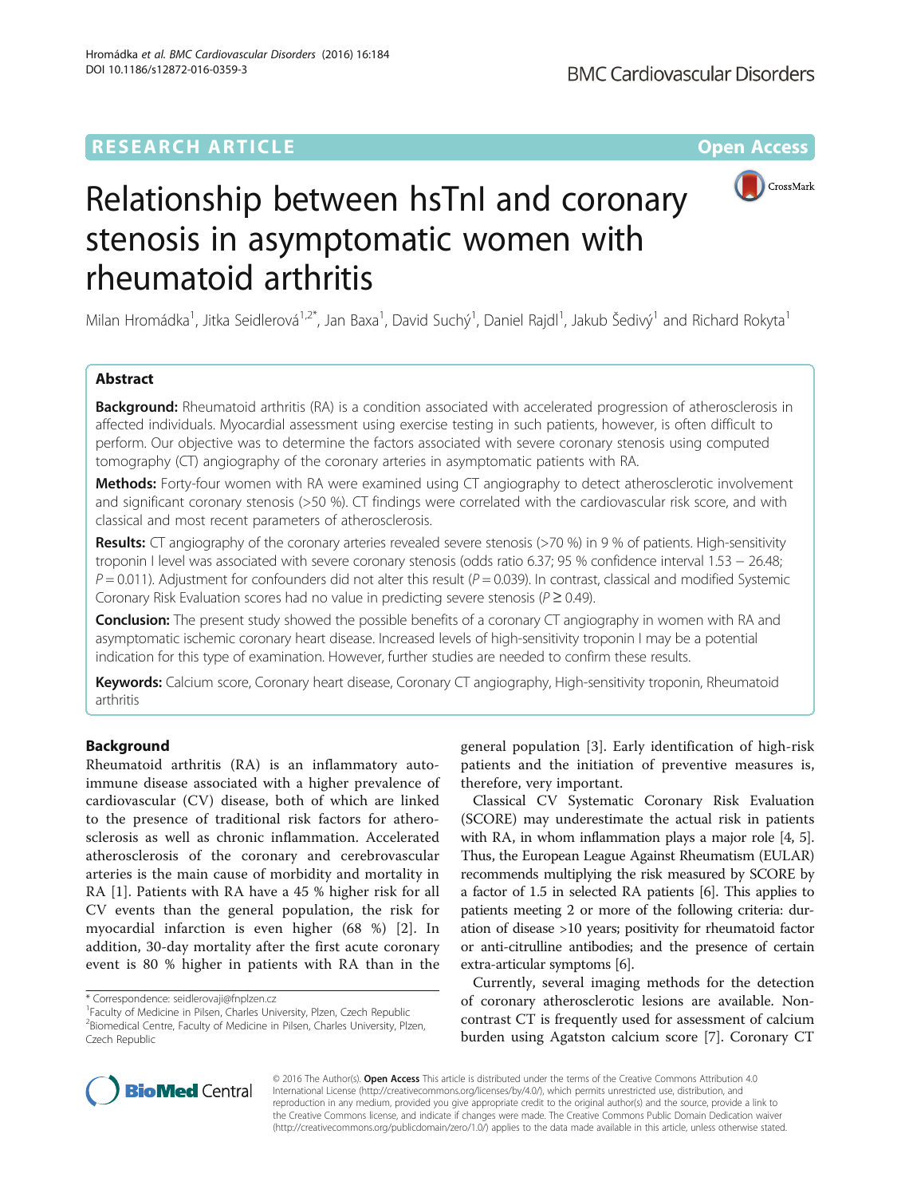RESEARCH ARTICLE

Open Access

# Relationship between hsTnI and coronary stenosis in asymptomatic women with rheumatoid arthritis

Milan Hromádka[1], Jitka Seidlerová[1,2*], Jan Baxa[1], David Suchý[1], Daniel Rajdl[1], Jakub Šedivý[1] and Richard Rokyta[1]

## Abstract

**Background:** Rheumatoid arthritis (RA) is a condition associated with accelerated progression of atherosclerosis in affected individuals. Myocardial assessment using exercise testing in such patients, however, is often difficult to perform. Our objective was to determine the factors associated with severe coronary stenosis using computed tomography (CT) angiography of the coronary arteries in asymptomatic patients with RA.

**Methods:** Forty-four women with RA were examined using CT angiography to detect atherosclerotic involvement and significant coronary stenosis (>50 %). CT findings were correlated with the cardiovascular risk score, and with classical and most recent parameters of atherosclerosis.

**Results:** CT angiography of the coronary arteries revealed severe stenosis (>70 %) in 9 % of patients. High-sensitivity troponin I level was associated with severe coronary stenosis (odds ratio 6.37; 95 % confidence interval 1.53 − 26.48; $P = 0.011$). Adjustment for confounders did not alter this result ($P = 0.039$). In contrast, classical and modified Systemic Coronary Risk Evaluation scores had no value in predicting severe stenosis ($P \geq 0.49$).

**Conclusion:** The present study showed the possible benefits of a coronary CT angiography in women with RA and asymptomatic ischemic coronary heart disease. Increased levels of high-sensitivity troponin I may be a potential indication for this type of examination. However, further studies are needed to confirm these results.

**Keywords:** Calcium score, Coronary heart disease, Coronary CT angiography, High-sensitivity troponin, Rheumatoid arthritis

## Background

Rheumatoid arthritis (RA) is an inflammatory autoimmune disease associated with a higher prevalence of cardiovascular (CV) disease, both of which are linked to the presence of traditional risk factors for atherosclerosis as well as chronic inflammation. Accelerated atherosclerosis of the coronary and cerebrovascular arteries is the main cause of morbidity and mortality in RA [1]. Patients with RA have a 45 % higher risk for all CV events than the general population, the risk for myocardial infarction is even higher (68 %) [2]. In addition, 30-day mortality after the first acute coronary event is 80 % higher in patients with RA than in the general population [3]. Early identification of high-risk patients and the initiation of preventive measures is, therefore, very important.

Classical CV Systematic Coronary Risk Evaluation (SCORE) may underestimate the actual risk in patients with RA, in whom inflammation plays a major role [4, 5]. Thus, the European League Against Rheumatism (EULAR) recommends multiplying the risk measured by SCORE by a factor of 1.5 in selected RA patients [6]. This applies to patients meeting 2 or more of the following criteria: duration of disease >10 years; positivity for rheumatoid factor or anti-citrulline antibodies; and the presence of certain extra-articular symptoms [6].

Currently, several imaging methods for the detection of coronary atherosclerotic lesions are available. Non-contrast CT is frequently used for assessment of calcium burden using Agatston calcium score [7]. Coronary CT

\* Correspondence: seidlerovaji@fnplzen.cz
[1]Faculty of Medicine in Pilsen, Charles University, Plzen, Czech Republic
[2]Biomedical Centre, Faculty of Medicine in Pilsen, Charles University, Plzen, Czech Republic

© 2016 The Author(s). **Open Access** This article is distributed under the terms of the Creative Commons Attribution 4.0 International License (http://creativecommons.org/licenses/by/4.0/), which permits unrestricted use, distribution, and reproduction in any medium, provided you give appropriate credit to the original author(s) and the source, provide a link to the Creative Commons license, and indicate if changes were made. The Creative Commons Public Domain Dedication waiver (http://creativecommons.org/publicdomain/zero/1.0/) applies to the data made available in this article, unless otherwise stated.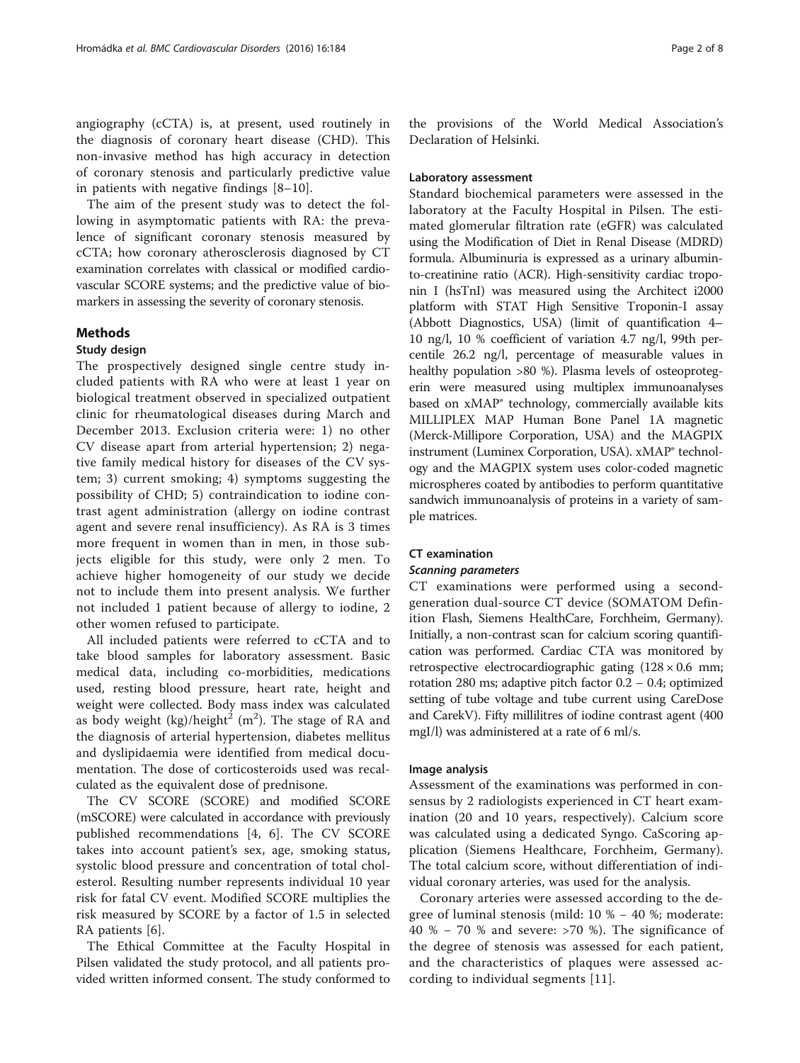angiography (cCTA) is, at present, used routinely in the diagnosis of coronary heart disease (CHD). This non-invasive method has high accuracy in detection of coronary stenosis and particularly predictive value in patients with negative findings [8–10].

The aim of the present study was to detect the following in asymptomatic patients with RA: the prevalence of significant coronary stenosis measured by cCTA; how coronary atherosclerosis diagnosed by CT examination correlates with classical or modified cardiovascular SCORE systems; and the predictive value of biomarkers in assessing the severity of coronary stenosis.

## Methods

### Study design

The prospectively designed single centre study included patients with RA who were at least 1 year on biological treatment observed in specialized outpatient clinic for rheumatological diseases during March and December 2013. Exclusion criteria were: 1) no other CV disease apart from arterial hypertension; 2) negative family medical history for diseases of the CV system; 3) current smoking; 4) symptoms suggesting the possibility of CHD; 5) contraindication to iodine contrast agent administration (allergy on iodine contrast agent and severe renal insufficiency). As RA is 3 times more frequent in women than in men, in those subjects eligible for this study, were only 2 men. To achieve higher homogeneity of our study we decide not to include them into present analysis. We further not included 1 patient because of allergy to iodine, 2 other women refused to participate.

All included patients were referred to cCTA and to take blood samples for laboratory assessment. Basic medical data, including co-morbidities, medications used, resting blood pressure, heart rate, height and weight were collected. Body mass index was calculated as body weight (kg)/height$^2$ (m$^2$). The stage of RA and the diagnosis of arterial hypertension, diabetes mellitus and dyslipidaemia were identified from medical documentation. The dose of corticosteroids used was recalculated as the equivalent dose of prednisone.

The CV SCORE (SCORE) and modified SCORE (mSCORE) were calculated in accordance with previously published recommendations [4, 6]. The CV SCORE takes into account patient's sex, age, smoking status, systolic blood pressure and concentration of total cholesterol. Resulting number represents individual 10 year risk for fatal CV event. Modified SCORE multiplies the risk measured by SCORE by a factor of 1.5 in selected RA patients [6].

The Ethical Committee at the Faculty Hospital in Pilsen validated the study protocol, and all patients provided written informed consent. The study conformed to the provisions of the World Medical Association's Declaration of Helsinki.

### Laboratory assessment

Standard biochemical parameters were assessed in the laboratory at the Faculty Hospital in Pilsen. The estimated glomerular filtration rate (eGFR) was calculated using the Modification of Diet in Renal Disease (MDRD) formula. Albuminuria is expressed as a urinary albumin-to-creatinine ratio (ACR). High-sensitivity cardiac troponin I (hsTnI) was measured using the Architect i2000 platform with STAT High Sensitive Troponin-I assay (Abbott Diagnostics, USA) (limit of quantification 4–10 ng/l, 10 % coefficient of variation 4.7 ng/l, 99th percentile 26.2 ng/l, percentage of measurable values in healthy population >80 %). Plasma levels of osteoprotegerin were measured using multiplex immunoanalyses based on xMAP® technology, commercially available kits MILLIPLEX MAP Human Bone Panel 1A magnetic (Merck-Millipore Corporation, USA) and the MAGPIX instrument (Luminex Corporation, USA). xMAP® technology and the MAGPIX system uses color-coded magnetic microspheres coated by antibodies to perform quantitative sandwich immunoanalysis of proteins in a variety of sample matrices.

### CT examination

#### Scanning parameters

CT examinations were performed using a second-generation dual-source CT device (SOMATOM Definition Flash, Siemens HealthCare, Forchheim, Germany). Initially, a non-contrast scan for calcium scoring quantification was performed. Cardiac CTA was monitored by retrospective electrocardiographic gating (128 × 0.6 mm; rotation 280 ms; adaptive pitch factor 0.2 – 0.4; optimized setting of tube voltage and tube current using CareDose and CarekV). Fifty millilitres of iodine contrast agent (400 mgI/l) was administered at a rate of 6 ml/s.

#### Image analysis

Assessment of the examinations was performed in consensus by 2 radiologists experienced in CT heart examination (20 and 10 years, respectively). Calcium score was calculated using a dedicated Syngo. CaScoring application (Siemens Healthcare, Forchheim, Germany). The total calcium score, without differentiation of individual coronary arteries, was used for the analysis.

Coronary arteries were assessed according to the degree of luminal stenosis (mild: 10 % – 40 %; moderate: 40 % – 70 % and severe: >70 %). The significance of the degree of stenosis was assessed for each patient, and the characteristics of plaques were assessed according to individual segments [11].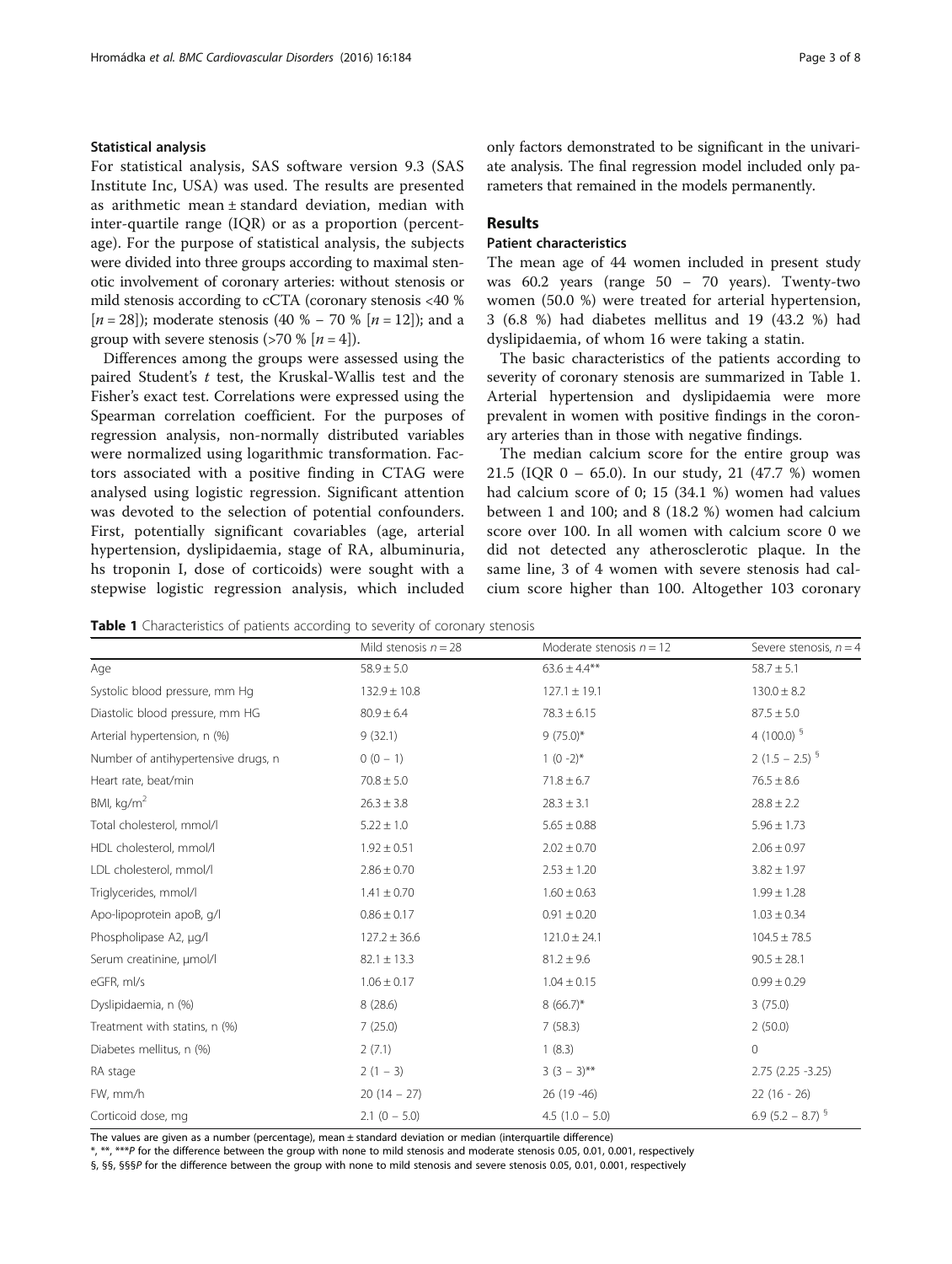### Statistical analysis

For statistical analysis, SAS software version 9.3 (SAS Institute Inc, USA) was used. The results are presented as arithmetic mean ± standard deviation, median with inter-quartile range (IQR) or as a proportion (percentage). For the purpose of statistical analysis, the subjects were divided into three groups according to maximal stenotic involvement of coronary arteries: without stenosis or mild stenosis according to cCTA (coronary stenosis <40 % [$n = 28$]); moderate stenosis (40 % – 70 % [$n = 12$]); and a group with severe stenosis (>70 % [$n = 4$]).

Differences among the groups were assessed using the paired Student's $t$ test, the Kruskal-Wallis test and the Fisher's exact test. Correlations were expressed using the Spearman correlation coefficient. For the purposes of regression analysis, non-normally distributed variables were normalized using logarithmic transformation. Factors associated with a positive finding in CTAG were analysed using logistic regression. Significant attention was devoted to the selection of potential confounders. First, potentially significant covariables (age, arterial hypertension, dyslipidaemia, stage of RA, albuminuria, hs troponin I, dose of corticoids) were sought with a stepwise logistic regression analysis, which included only factors demonstrated to be significant in the univariate analysis. The final regression model included only parameters that remained in the models permanently.

## Results

### Patient characteristics

The mean age of 44 women included in present study was 60.2 years (range 50 – 70 years). Twenty-two women (50.0 %) were treated for arterial hypertension, 3 (6.8 %) had diabetes mellitus and 19 (43.2 %) had dyslipidaemia, of whom 16 were taking a statin.

The basic characteristics of the patients according to severity of coronary stenosis are summarized in Table 1. Arterial hypertension and dyslipidaemia were more prevalent in women with positive findings in the coronary arteries than in those with negative findings.

The median calcium score for the entire group was 21.5 (IQR 0 – 65.0). In our study, 21 (47.7 %) women had calcium score of 0; 15 (34.1 %) women had values between 1 and 100; and 8 (18.2 %) women had calcium score over 100. In all women with calcium score 0 we did not detected any atherosclerotic plaque. In the same line, 3 of 4 women with severe stenosis had calcium score higher than 100. Altogether 103 coronary

**Table 1** Characteristics of patients according to severity of coronary stenosis

| | Mild stenosis $n = 28$ | Moderate stenosis $n = 12$ | Severe stenosis, $n = 4$ |
|---|---|---|---|
| Age | 58.9 ± 5.0 | 63.6 ± 4.4** | 58.7 ± 5.1 |
| Systolic blood pressure, mm Hg | 132.9 ± 10.8 | 127.1 ± 19.1 | 130.0 ± 8.2 |
| Diastolic blood pressure, mm HG | 80.9 ± 6.4 | 78.3 ± 6.15 | 87.5 ± 5.0 |
| Arterial hypertension, n (%) | 9 (32.1) | 9 (75.0)* | 4 (100.0) § |
| Number of antihypertensive drugs, n | 0 (0 – 1) | 1 (0 -2)* | 2 (1.5 – 2.5) § |
| Heart rate, beat/min | 70.8 ± 5.0 | 71.8 ± 6.7 | 76.5 ± 8.6 |
| BMI, kg/m$^2$ | 26.3 ± 3.8 | 28.3 ± 3.1 | 28.8 ± 2.2 |
| Total cholesterol, mmol/l | 5.22 ± 1.0 | 5.65 ± 0.88 | 5.96 ± 1.73 |
| HDL cholesterol, mmol/l | 1.92 ± 0.51 | 2.02 ± 0.70 | 2.06 ± 0.97 |
| LDL cholesterol, mmol/l | 2.86 ± 0.70 | 2.53 ± 1.20 | 3.82 ± 1.97 |
| Triglycerides, mmol/l | 1.41 ± 0.70 | 1.60 ± 0.63 | 1.99 ± 1.28 |
| Apo-lipoprotein apoB, g/l | 0.86 ± 0.17 | 0.91 ± 0.20 | 1.03 ± 0.34 |
| Phospholipase A2, μg/l | 127.2 ± 36.6 | 121.0 ± 24.1 | 104.5 ± 78.5 |
| Serum creatinine, μmol/l | 82.1 ± 13.3 | 81.2 ± 9.6 | 90.5 ± 28.1 |
| eGFR, ml/s | 1.06 ± 0.17 | 1.04 ± 0.15 | 0.99 ± 0.29 |
| Dyslipidaemia, n (%) | 8 (28.6) | 8 (66.7)* | 3 (75.0) |
| Treatment with statins, n (%) | 7 (25.0) | 7 (58.3) | 2 (50.0) |
| Diabetes mellitus, n (%) | 2 (7.1) | 1 (8.3) | 0 |
| RA stage | 2 (1 – 3) | 3 (3 – 3)** | 2.75 (2.25 -3.25) |
| FW, mm/h | 20 (14 – 27) | 26 (19 -46) | 22 (16 - 26) |
| Corticoid dose, mg | 2.1 (0 – 5.0) | 4.5 (1.0 – 5.0) | 6.9 (5.2 – 8.7) § |

The values are given as a number (percentage), mean ± standard deviation or median (interquartile difference)

*, **, ***$P$ for the difference between the group with none to mild stenosis and moderate stenosis 0.05, 0.01, 0.001, respectively

§, §§, §§§$P$ for the difference between the group with none to mild stenosis and severe stenosis 0.05, 0.01, 0.001, respectively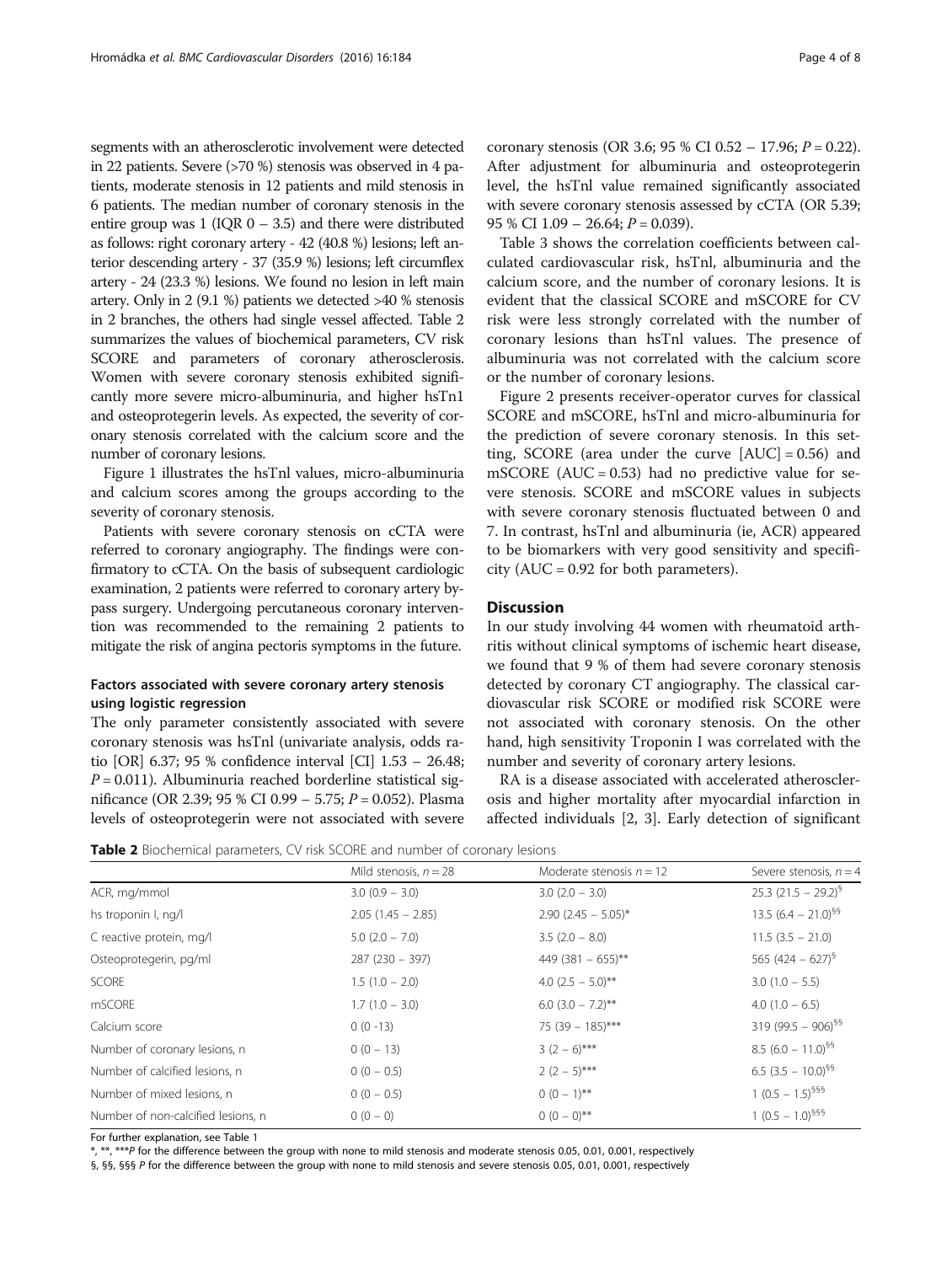segments with an atherosclerotic involvement were detected in 22 patients. Severe (>70 %) stenosis was observed in 4 patients, moderate stenosis in 12 patients and mild stenosis in 6 patients. The median number of coronary stenosis in the entire group was 1 (IQR 0 – 3.5) and there were distributed as follows: right coronary artery - 42 (40.8 %) lesions; left anterior descending artery - 37 (35.9 %) lesions; left circumflex artery - 24 (23.3 %) lesions. We found no lesion in left main artery. Only in 2 (9.1 %) patients we detected >40 % stenosis in 2 branches, the others had single vessel affected. Table 2 summarizes the values of biochemical parameters, CV risk SCORE and parameters of coronary atherosclerosis. Women with severe coronary stenosis exhibited significantly more severe micro-albuminuria, and higher hsTn1 and osteoprotegerin levels. As expected, the severity of coronary stenosis correlated with the calcium score and the number of coronary lesions.

Figure 1 illustrates the hsTnl values, micro-albuminuria and calcium scores among the groups according to the severity of coronary stenosis.

Patients with severe coronary stenosis on cCTA were referred to coronary angiography. The findings were confirmatory to cCTA. On the basis of subsequent cardiologic examination, 2 patients were referred to coronary artery bypass surgery. Undergoing percutaneous coronary intervention was recommended to the remaining 2 patients to mitigate the risk of angina pectoris symptoms in the future.

### Factors associated with severe coronary artery stenosis using logistic regression

The only parameter consistently associated with severe coronary stenosis was hsTnl (univariate analysis, odds ratio [OR] 6.37; 95 % confidence interval [CI] 1.53 – 26.48; $P = 0.011$). Albuminuria reached borderline statistical significance (OR 2.39; 95 % CI 0.99 – 5.75; $P = 0.052$). Plasma levels of osteoprotegerin were not associated with severe coronary stenosis (OR 3.6; 95 % CI 0.52 – 17.96; $P = 0.22$). After adjustment for albuminuria and osteoprotegerin level, the hsTnl value remained significantly associated with severe coronary stenosis assessed by cCTA (OR 5.39; 95 % CI 1.09 – 26.64; $P = 0.039$).

Table 3 shows the correlation coefficients between calculated cardiovascular risk, hsTnl, albuminuria and the calcium score, and the number of coronary lesions. It is evident that the classical SCORE and mSCORE for CV risk were less strongly correlated with the number of coronary lesions than hsTnl values. The presence of albuminuria was not correlated with the calcium score or the number of coronary lesions.

Figure 2 presents receiver-operator curves for classical SCORE and mSCORE, hsTnl and micro-albuminuria for the prediction of severe coronary stenosis. In this setting, SCORE (area under the curve [AUC] = 0.56) and mSCORE (AUC = 0.53) had no predictive value for severe stenosis. SCORE and mSCORE values in subjects with severe coronary stenosis fluctuated between 0 and 7. In contrast, hsTnl and albuminuria (ie, ACR) appeared to be biomarkers with very good sensitivity and specificity (AUC = 0.92 for both parameters).

## Discussion

In our study involving 44 women with rheumatoid arthritis without clinical symptoms of ischemic heart disease, we found that 9 % of them had severe coronary stenosis detected by coronary CT angiography. The classical cardiovascular risk SCORE or modified risk SCORE were not associated with coronary stenosis. On the other hand, high sensitivity Troponin I was correlated with the number and severity of coronary artery lesions.

RA is a disease associated with accelerated atherosclerosis and higher mortality after myocardial infarction in affected individuals [2, 3]. Early detection of significant

**Table 2** Biochemical parameters, CV risk SCORE and number of coronary lesions

| | Mild stenosis, $n = 28$ | Moderate stenosis $n = 12$ | Severe stenosis, $n = 4$ |
|---|---|---|---|
| ACR, mg/mmol | 3.0 (0.9 – 3.0) | 3.0 (2.0 – 3.0) | 25.3 (21.5 – 29.2)[§] |
| hs troponin I, ng/l | 2.05 (1.45 – 2.85) | 2.90 (2.45 – 5.05)* | 13.5 (6.4 – 21.0)[§§] |
| C reactive protein, mg/l | 5.0 (2.0 – 7.0) | 3.5 (2.0 – 8.0) | 11.5 (3.5 – 21.0) |
| Osteoprotegerin, pg/ml | 287 (230 – 397) | 449 (381 – 655)** | 565 (424 – 627)[§] |
| SCORE | 1.5 (1.0 – 2.0) | 4.0 (2.5 – 5.0)** | 3.0 (1.0 – 5.5) |
| mSCORE | 1.7 (1.0 – 3.0) | 6.0 (3.0 – 7.2)** | 4.0 (1.0 – 6.5) |
| Calcium score | 0 (0 -13) | 75 (39 – 185)*** | 319 (99.5 – 906)[§§] |
| Number of coronary lesions, n | 0 (0 – 13) | 3 (2 – 6)*** | 8.5 (6.0 – 11.0)[§§] |
| Number of calcified lesions, n | 0 (0 – 0.5) | 2 (2 – 5)*** | 6.5 (3.5 – 10.0)[§§] |
| Number of mixed lesions, n | 0 (0 – 0.5) | 0 (0 – 1)** | 1 (0.5 – 1.5)[§§§] |
| Number of non-calcified lesions, n | 0 (0 – 0) | 0 (0 – 0)** | 1 (0.5 – 1.0)[§§§] |

For further explanation, see Table 1

*, **, ***P for the difference between the group with none to mild stenosis and moderate stenosis 0.05, 0.01, 0.001, respectively

§, §§, §§§ P for the difference between the group with none to mild stenosis and severe stenosis 0.05, 0.01, 0.001, respectively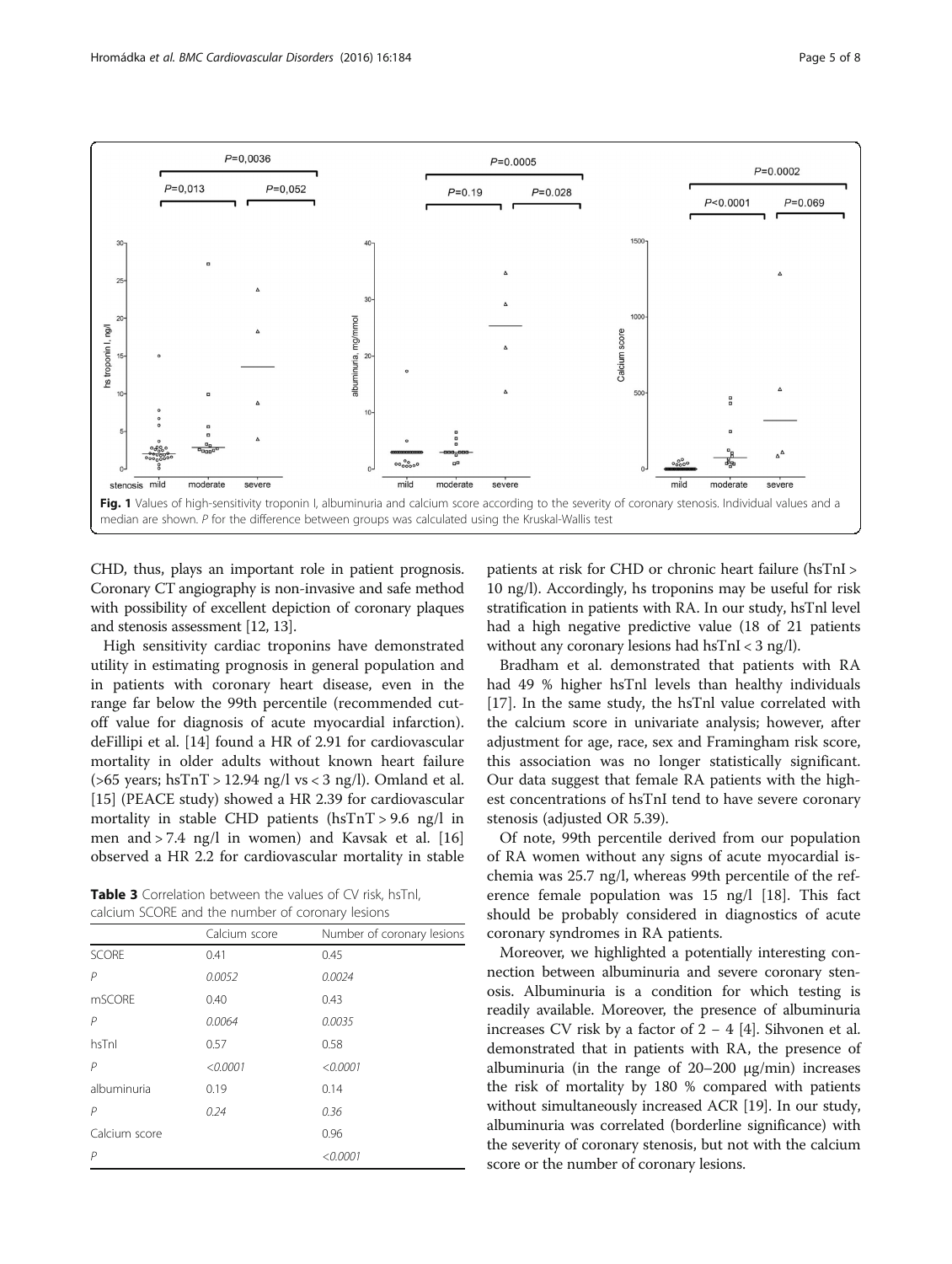Fig. 1 Values of high-sensitivity troponin I, albuminuria and calcium score according to the severity of coronary stenosis. Individual values and a median are shown. *P* for the difference between groups was calculated using the Kruskal-Wallis test

CHD, thus, plays an important role in patient prognosis. Coronary CT angiography is non-invasive and safe method with possibility of excellent depiction of coronary plaques and stenosis assessment [12, 13].

High sensitivity cardiac troponins have demonstrated utility in estimating prognosis in general population and in patients with coronary heart disease, even in the range far below the 99th percentile (recommended cut-off value for diagnosis of acute myocardial infarction). deFillipi et al. [14] found a HR of 2.91 for cardiovascular mortality in older adults without known heart failure (>65 years; hsTnT > 12.94 ng/l vs < 3 ng/l). Omland et al. [15] (PEACE study) showed a HR 2.39 for cardiovascular mortality in stable CHD patients (hsTnT > 9.6 ng/l in men and > 7.4 ng/l in women) and Kavsak et al. [16] observed a HR 2.2 for cardiovascular mortality in stable patients at risk for CHD or chronic heart failure (hsTnI > 10 ng/l). Accordingly, hs troponins may be useful for risk stratification in patients with RA. In our study, hsTnI level had a high negative predictive value (18 of 21 patients without any coronary lesions had hsTnI < 3 ng/l).

Bradham et al. demonstrated that patients with RA had 49 % higher hsTnI levels than healthy individuals [17]. In the same study, the hsTnI value correlated with the calcium score in univariate analysis; however, after adjustment for age, race, sex and Framingham risk score, this association was no longer statistically significant. Our data suggest that female RA patients with the highest concentrations of hsTnI tend to have severe coronary stenosis (adjusted OR 5.39).

Of note, 99th percentile derived from our population of RA women without any signs of acute myocardial ischemia was 25.7 ng/l, whereas 99th percentile of the reference female population was 15 ng/l [18]. This fact should be probably considered in diagnostics of acute coronary syndromes in RA patients.

Moreover, we highlighted a potentially interesting connection between albuminuria and severe coronary stenosis. Albuminuria is a condition for which testing is readily available. Moreover, the presence of albuminuria increases CV risk by a factor of 2 – 4 [4]. Sihvonen et al. demonstrated that in patients with RA, the presence of albuminuria (in the range of 20–200 μg/min) increases the risk of mortality by 180 % compared with patients without simultaneously increased ACR [19]. In our study, albuminuria was correlated (borderline significance) with the severity of coronary stenosis, but not with the calcium score or the number of coronary lesions.

**Table 3** Correlation between the values of CV risk, hsTnI, calcium SCORE and the number of coronary lesions

| | Calcium score | Number of coronary lesions |
|---|---|---|
| SCORE | 0.41 | 0.45 |
| *P* | *0.0052* | *0.0024* |
| mSCORE | 0.40 | 0.43 |
| *P* | *0.0064* | *0.0035* |
| hsTnI | 0.57 | 0.58 |
| *P* | *<0.0001* | *<0.0001* |
| albuminuria | 0.19 | 0.14 |
| *P* | *0.24* | *0.36* |
| Calcium score | | 0.96 |
| *P* | | *<0.0001* |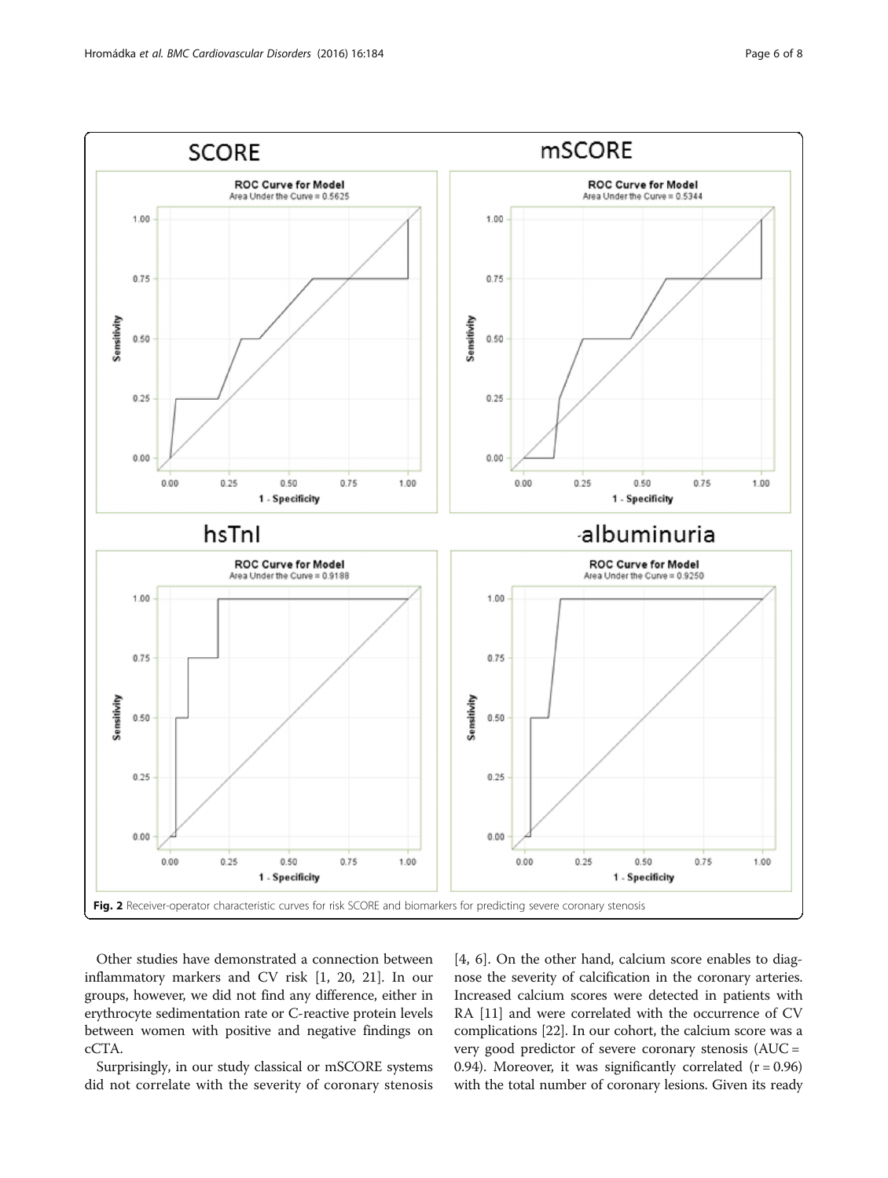Fig. 2 Receiver-operator characteristic curves for risk SCORE and biomarkers for predicting severe coronary stenosis

Other studies have demonstrated a connection between inflammatory markers and CV risk [1, 20, 21]. In our groups, however, we did not find any difference, either in erythrocyte sedimentation rate or C-reactive protein levels between women with positive and negative findings on cCTA.

Surprisingly, in our study classical or mSCORE systems did not correlate with the severity of coronary stenosis [4, 6]. On the other hand, calcium score enables to diagnose the severity of calcification in the coronary arteries. Increased calcium scores were detected in patients with RA [11] and were correlated with the occurrence of CV complications [22]. In our cohort, the calcium score was a very good predictor of severe coronary stenosis (AUC = 0.94). Moreover, it was significantly correlated ($r = 0.96$) with the total number of coronary lesions. Given its ready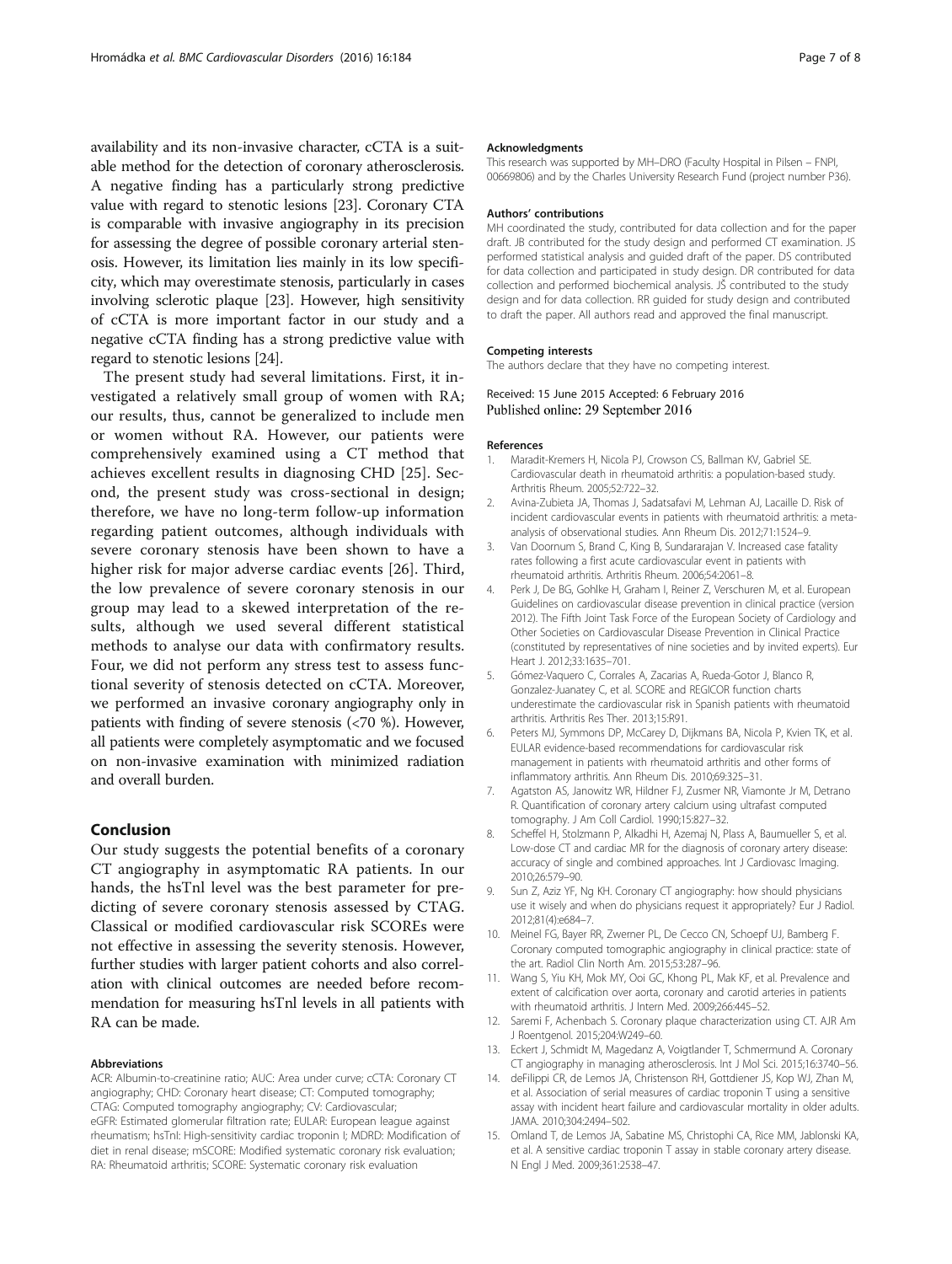availability and its non-invasive character, cCTA is a suitable method for the detection of coronary atherosclerosis. A negative finding has a particularly strong predictive value with regard to stenotic lesions [23]. Coronary CTA is comparable with invasive angiography in its precision for assessing the degree of possible coronary arterial stenosis. However, its limitation lies mainly in its low specificity, which may overestimate stenosis, particularly in cases involving sclerotic plaque [23]. However, high sensitivity of cCTA is more important factor in our study and a negative cCTA finding has a strong predictive value with regard to stenotic lesions [24].

The present study had several limitations. First, it investigated a relatively small group of women with RA; our results, thus, cannot be generalized to include men or women without RA. However, our patients were comprehensively examined using a CT method that achieves excellent results in diagnosing CHD [25]. Second, the present study was cross-sectional in design; therefore, we have no long-term follow-up information regarding patient outcomes, although individuals with severe coronary stenosis have been shown to have a higher risk for major adverse cardiac events [26]. Third, the low prevalence of severe coronary stenosis in our group may lead to a skewed interpretation of the results, although we used several different statistical methods to analyse our data with confirmatory results. Four, we did not perform any stress test to assess functional severity of stenosis detected on cCTA. Moreover, we performed an invasive coronary angiography only in patients with finding of severe stenosis (<70 %). However, all patients were completely asymptomatic and we focused on non-invasive examination with minimized radiation and overall burden.

## Conclusion

Our study suggests the potential benefits of a coronary CT angiography in asymptomatic RA patients. In our hands, the hsTnI level was the best parameter for predicting of severe coronary stenosis assessed by CTAG. Classical or modified cardiovascular risk SCOREs were not effective in assessing the severity stenosis. However, further studies with larger patient cohorts and also correlation with clinical outcomes are needed before recommendation for measuring hsTnI levels in all patients with RA can be made.

#### Abbreviations

ACR: Albumin-to-creatinine ratio; AUC: Area under curve; cCTA: Coronary CT angiography; CHD: Coronary heart disease; CT: Computed tomography; CTAG: Computed tomography angiography; CV: Cardiovascular; eGFR: Estimated glomerular filtration rate; EULAR: European league against rheumatism; hsTnI: High-sensitivity cardiac troponin I; MDRD: Modification of diet in renal disease; mSCORE: Modified systematic coronary risk evaluation; RA: Rheumatoid arthritis; SCORE: Systematic coronary risk evaluation

#### Acknowledgments

This research was supported by MH–DRO (Faculty Hospital in Pilsen – FNPl, 00669806) and by the Charles University Research Fund (project number P36).

#### Authors' contributions

MH coordinated the study, contributed for data collection and for the paper draft. JB contributed for the study design and performed CT examination. JS performed statistical analysis and guided draft of the paper. DS contributed for data collection and participated in study design. DR contributed for data collection and performed biochemical analysis. JŠ contributed to the study design and for data collection. RR guided for study design and contributed to draft the paper. All authors read and approved the final manuscript.

#### Competing interests

The authors declare that they have no competing interest.

Received: 15 June 2015 Accepted: 6 February 2016
Published online: 29 September 2016

#### References

1. Maradit-Kremers H, Nicola PJ, Crowson CS, Ballman KV, Gabriel SE. Cardiovascular death in rheumatoid arthritis: a population-based study. Arthritis Rheum. 2005;52:722–32.
2. Avina-Zubieta JA, Thomas J, Sadatsafavi M, Lehman AJ, Lacaille D. Risk of incident cardiovascular events in patients with rheumatoid arthritis: a meta-analysis of observational studies. Ann Rheum Dis. 2012;71:1524–9.
3. Van Doornum S, Brand C, King B, Sundararajan V. Increased case fatality rates following a first acute cardiovascular event in patients with rheumatoid arthritis. Arthritis Rheum. 2006;54:2061–8.
4. Perk J, De BG, Gohlke H, Graham I, Reiner Z, Verschuren M, et al. European Guidelines on cardiovascular disease prevention in clinical practice (version 2012). The Fifth Joint Task Force of the European Society of Cardiology and Other Societies on Cardiovascular Disease Prevention in Clinical Practice (constituted by representatives of nine societies and by invited experts). Eur Heart J. 2012;33:1635–701.
5. Gómez-Vaquero C, Corrales A, Zacarias A, Rueda-Gotor J, Blanco R, Gonzalez-Juanatey C, et al. SCORE and REGICOR function charts underestimate the cardiovascular risk in Spanish patients with rheumatoid arthritis. Arthritis Res Ther. 2013;15:R91.
6. Peters MJ, Symmons DP, McCarey D, Dijkmans BA, Nicola P, Kvien TK, et al. EULAR evidence-based recommendations for cardiovascular risk management in patients with rheumatoid arthritis and other forms of inflammatory arthritis. Ann Rheum Dis. 2010;69:325–31.
7. Agatston AS, Janowitz WR, Hildner FJ, Zusmer NR, Viamonte Jr M, Detrano R. Quantification of coronary artery calcium using ultrafast computed tomography. J Am Coll Cardiol. 1990;15:827–32.
8. Scheffel H, Stolzmann P, Alkadhi H, Azemaj N, Plass A, Baumueller S, et al. Low-dose CT and cardiac MR for the diagnosis of coronary artery disease: accuracy of single and combined approaches. Int J Cardiovasc Imaging. 2010;26:579–90.
9. Sun Z, Aziz YF, Ng KH. Coronary CT angiography: how should physicians use it wisely and when do physicians request it appropriately? Eur J Radiol. 2012;81(4):e684–7.
10. Meinel FG, Bayer RR, Zwerner PL, De Cecco CN, Schoepf UJ, Bamberg F. Coronary computed tomographic angiography in clinical practice: state of the art. Radiol Clin North Am. 2015;53:287–96.
11. Wang S, Yiu KH, Mok MY, Ooi GC, Khong PL, Mak KF, et al. Prevalence and extent of calcification over aorta, coronary and carotid arteries in patients with rheumatoid arthritis. J Intern Med. 2009;266:445–52.
12. Saremi F, Achenbach S. Coronary plaque characterization using CT. AJR Am J Roentgenol. 2015;204:W249–60.
13. Eckert J, Schmidt M, Magedanz A, Voigtlander T, Schmermund A. Coronary CT angiography in managing atherosclerosis. Int J Mol Sci. 2015;16:3740–56.
14. deFilippi CR, de Lemos JA, Christenson RH, Gottdiener JS, Kop WJ, Zhan M, et al. Association of serial measures of cardiac troponin T using a sensitive assay with incident heart failure and cardiovascular mortality in older adults. JAMA. 2010;304:2494–502.
15. Omland T, de Lemos JA, Sabatine MS, Christophi CA, Rice MM, Jablonski KA, et al. A sensitive cardiac troponin T assay in stable coronary artery disease. N Engl J Med. 2009;361:2538–47.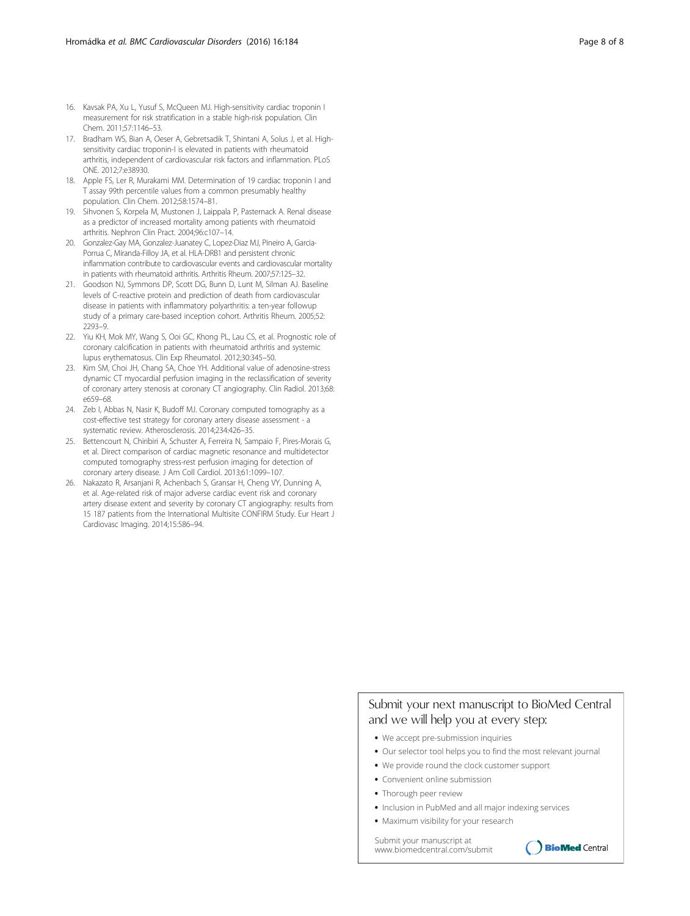16. Kavsak PA, Xu L, Yusuf S, McQueen MJ. High-sensitivity cardiac troponin I measurement for risk stratification in a stable high-risk population. Clin Chem. 2011;57:1146–53.
17. Bradham WS, Bian A, Oeser A, Gebretsadik T, Shintani A, Solus J, et al. High-sensitivity cardiac troponin-I is elevated in patients with rheumatoid arthritis, independent of cardiovascular risk factors and inflammation. PLoS ONE. 2012;7:e38930.
18. Apple FS, Ler R, Murakami MM. Determination of 19 cardiac troponin I and T assay 99th percentile values from a common presumably healthy population. Clin Chem. 2012;58:1574–81.
19. Sihvonen S, Korpela M, Mustonen J, Laippala P, Pasternack A. Renal disease as a predictor of increased mortality among patients with rheumatoid arthritis. Nephron Clin Pract. 2004;96:c107–14.
20. Gonzalez-Gay MA, Gonzalez-Juanatey C, Lopez-Diaz MJ, Pineiro A, Garcia-Porrua C, Miranda-Filloy JA, et al. HLA-DRB1 and persistent chronic inflammation contribute to cardiovascular events and cardiovascular mortality in patients with rheumatoid arthritis. Arthritis Rheum. 2007;57:125–32.
21. Goodson NJ, Symmons DP, Scott DG, Bunn D, Lunt M, Silman AJ. Baseline levels of C-reactive protein and prediction of death from cardiovascular disease in patients with inflammatory polyarthritis: a ten-year followup study of a primary care-based inception cohort. Arthritis Rheum. 2005;52:2293–9.
22. Yiu KH, Mok MY, Wang S, Ooi GC, Khong PL, Lau CS, et al. Prognostic role of coronary calcification in patients with rheumatoid arthritis and systemic lupus erythematosus. Clin Exp Rheumatol. 2012;30:345–50.
23. Kim SM, Choi JH, Chang SA, Choe YH. Additional value of adenosine-stress dynamic CT myocardial perfusion imaging in the reclassification of severity of coronary artery stenosis at coronary CT angiography. Clin Radiol. 2013;68:e659–68.
24. Zeb I, Abbas N, Nasir K, Budoff MJ. Coronary computed tomography as a cost-effective test strategy for coronary artery disease assessment - a systematic review. Atherosclerosis. 2014;234:426–35.
25. Bettencourt N, Chiribiri A, Schuster A, Ferreira N, Sampaio F, Pires-Morais G, et al. Direct comparison of cardiac magnetic resonance and multidetector computed tomography stress-rest perfusion imaging for detection of coronary artery disease. J Am Coll Cardiol. 2013;61:1099–107.
26. Nakazato R, Arsanjani R, Achenbach S, Gransar H, Cheng VY, Dunning A, et al. Age-related risk of major adverse cardiac event risk and coronary artery disease extent and severity by coronary CT angiography: results from 15 187 patients from the International Multisite CONFIRM Study. Eur Heart J Cardiovasc Imaging. 2014;15:586–94.

Submit your next manuscript to BioMed Central and we will help you at every step:

- We accept pre-submission inquiries
- Our selector tool helps you to find the most relevant journal
- We provide round the clock customer support
- Convenient online submission
- Thorough peer review
- Inclusion in PubMed and all major indexing services
- Maximum visibility for your research

Submit your manuscript at www.biomedcentral.com/submit

BioMed Central